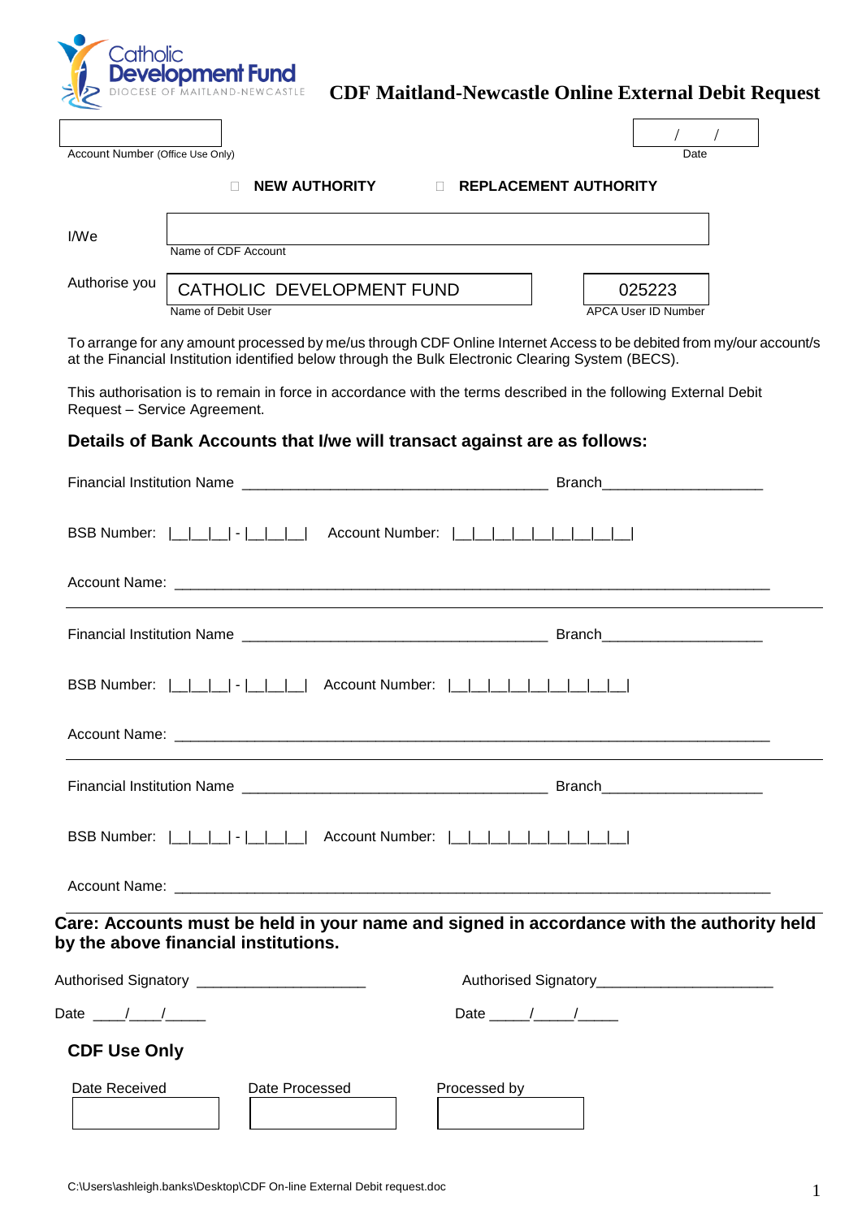Catholic Development Fund
DIOCESE OF MAITLAND-NEWCASTLE

# CDF Maitland-Newcastle Online External Debit Request

Account Number (Office Use Only): ____________  Date: ___ / ___ / ___

☐ **NEW AUTHORITY**  ☐ **REPLACEMENT AUTHORITY**

I/We ______________________________
Name of CDF Account

Authorise you CATHOLIC DEVELOPMENT FUND  025223
Name of Debit User  APCA User ID Number

To arrange for any amount processed by me/us through CDF Online Internet Access to be debited from my/our account/s at the Financial Institution identified below through the Bulk Electronic Clearing System (BECS).

This authorisation is to remain in force in accordance with the terms described in the following External Debit Request – Service Agreement.

### Details of Bank Accounts that I/we will transact against are as follows:

Financial Institution Name ______________________________________ Branch____________________

BSB Number: |__|__|__| - |__|__|__| Account Number: |__|__|__|__|__|__|__|__|__|__|

Account Name: ___________________________________________________________________________

---

Financial Institution Name ______________________________________ Branch____________________

BSB Number: |__|__|__| - |__|__|__| Account Number: |__|__|__|__|__|__|__|__|__|__|

Account Name: ___________________________________________________________________________

---

Financial Institution Name ______________________________________ Branch____________________

BSB Number: |__|__|__| - |__|__|__| Account Number: |__|__|__|__|__|__|__|__|__|__|

Account Name: ___________________________________________________________________________

---

**Care: Accounts must be held in your name and signed in accordance with the authority held by the above financial institutions.**

Authorised Signatory _____________________  Authorised Signatory______________________

Date ____/____/_____  Date _____/_____/_____

### CDF Use Only

| Date Received | Date Processed | Processed by |
|---|---|---|
| | | |

C:\Users\ashleigh.banks\Desktop\CDF On-line External Debit request.doc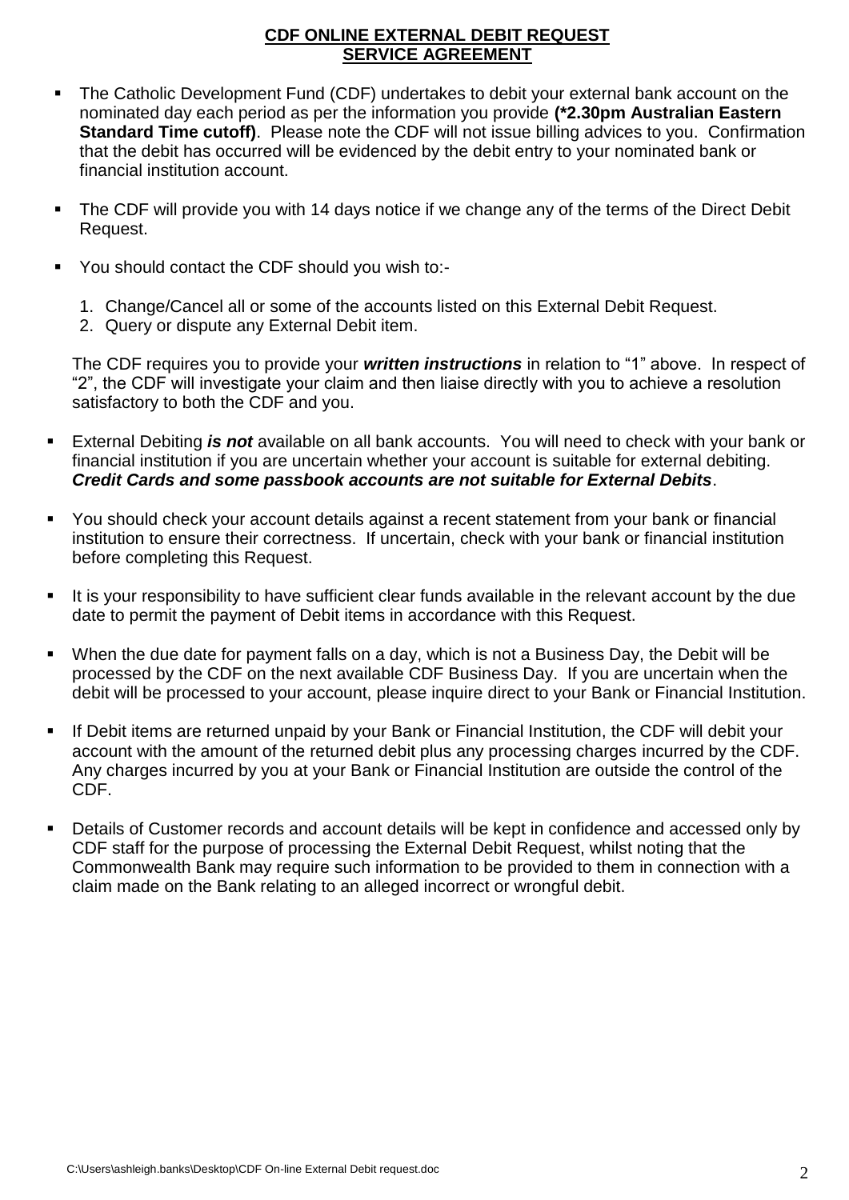**CDF ONLINE EXTERNAL DEBIT REQUEST**
**SERVICE AGREEMENT**

- The Catholic Development Fund (CDF) undertakes to debit your external bank account on the nominated day each period as per the information you provide **(*2.30pm Australian Eastern Standard Time cutoff)**. Please note the CDF will not issue billing advices to you. Confirmation that the debit has occurred will be evidenced by the debit entry to your nominated bank or financial institution account.

- The CDF will provide you with 14 days notice if we change any of the terms of the Direct Debit Request.

- You should contact the CDF should you wish to:-

  1. Change/Cancel all or some of the accounts listed on this External Debit Request.
  2. Query or dispute any External Debit item.

  The CDF requires you to provide your ***written instructions*** in relation to "1" above. In respect of "2", the CDF will investigate your claim and then liaise directly with you to achieve a resolution satisfactory to both the CDF and you.

- External Debiting ***is not*** available on all bank accounts. You will need to check with your bank or financial institution if you are uncertain whether your account is suitable for external debiting. ***Credit Cards and some passbook accounts are not suitable for External Debits***.

- You should check your account details against a recent statement from your bank or financial institution to ensure their correctness. If uncertain, check with your bank or financial institution before completing this Request.

- It is your responsibility to have sufficient clear funds available in the relevant account by the due date to permit the payment of Debit items in accordance with this Request.

- When the due date for payment falls on a day, which is not a Business Day, the Debit will be processed by the CDF on the next available CDF Business Day. If you are uncertain when the debit will be processed to your account, please inquire direct to your Bank or Financial Institution.

- If Debit items are returned unpaid by your Bank or Financial Institution, the CDF will debit your account with the amount of the returned debit plus any processing charges incurred by the CDF. Any charges incurred by you at your Bank or Financial Institution are outside the control of the CDF.

- Details of Customer records and account details will be kept in confidence and accessed only by CDF staff for the purpose of processing the External Debit Request, whilst noting that the Commonwealth Bank may require such information to be provided to them in connection with a claim made on the Bank relating to an alleged incorrect or wrongful debit.